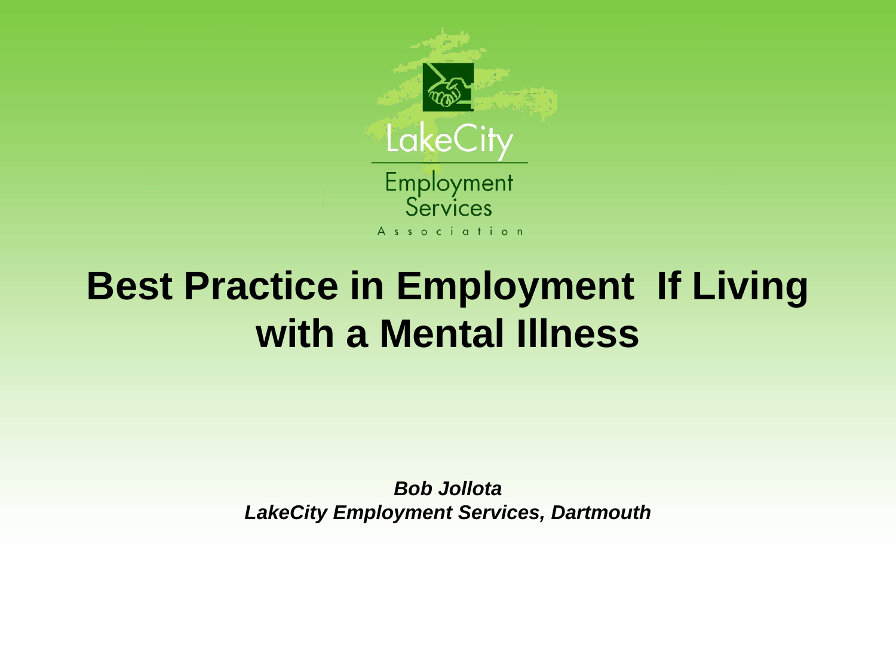LakeCity Employment Services Association

# Best Practice in Employment If Living with a Mental Illness

***Bob Jollota***
***LakeCity Employment Services, Dartmouth***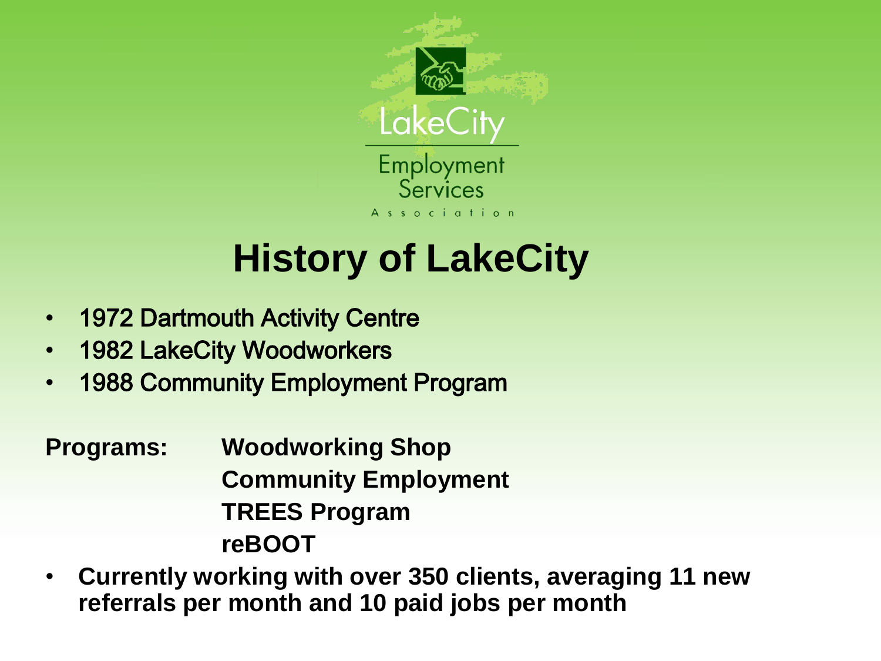LakeCity Employment Services Association

# History of LakeCity

- 1972 Dartmouth Activity Centre
- 1982 LakeCity Woodworkers
- 1988 Community Employment Program

**Programs:** **Woodworking Shop**
**Community Employment**
**TREES Program**
**reBOOT**

- **Currently working with over 350 clients, averaging 11 new referrals per month and 10 paid jobs per month**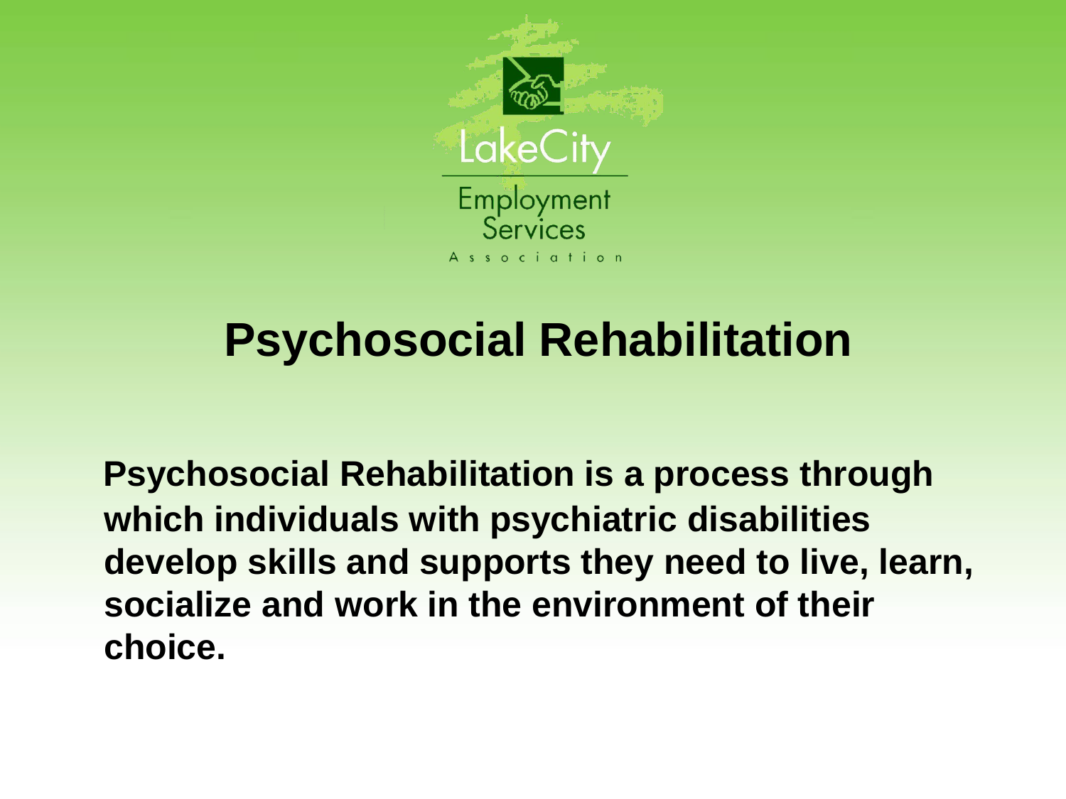LakeCity Employment Services Association

# Psychosocial Rehabilitation

**Psychosocial Rehabilitation is a process through which individuals with psychiatric disabilities develop skills and supports they need to live, learn, socialize and work in the environment of their choice.**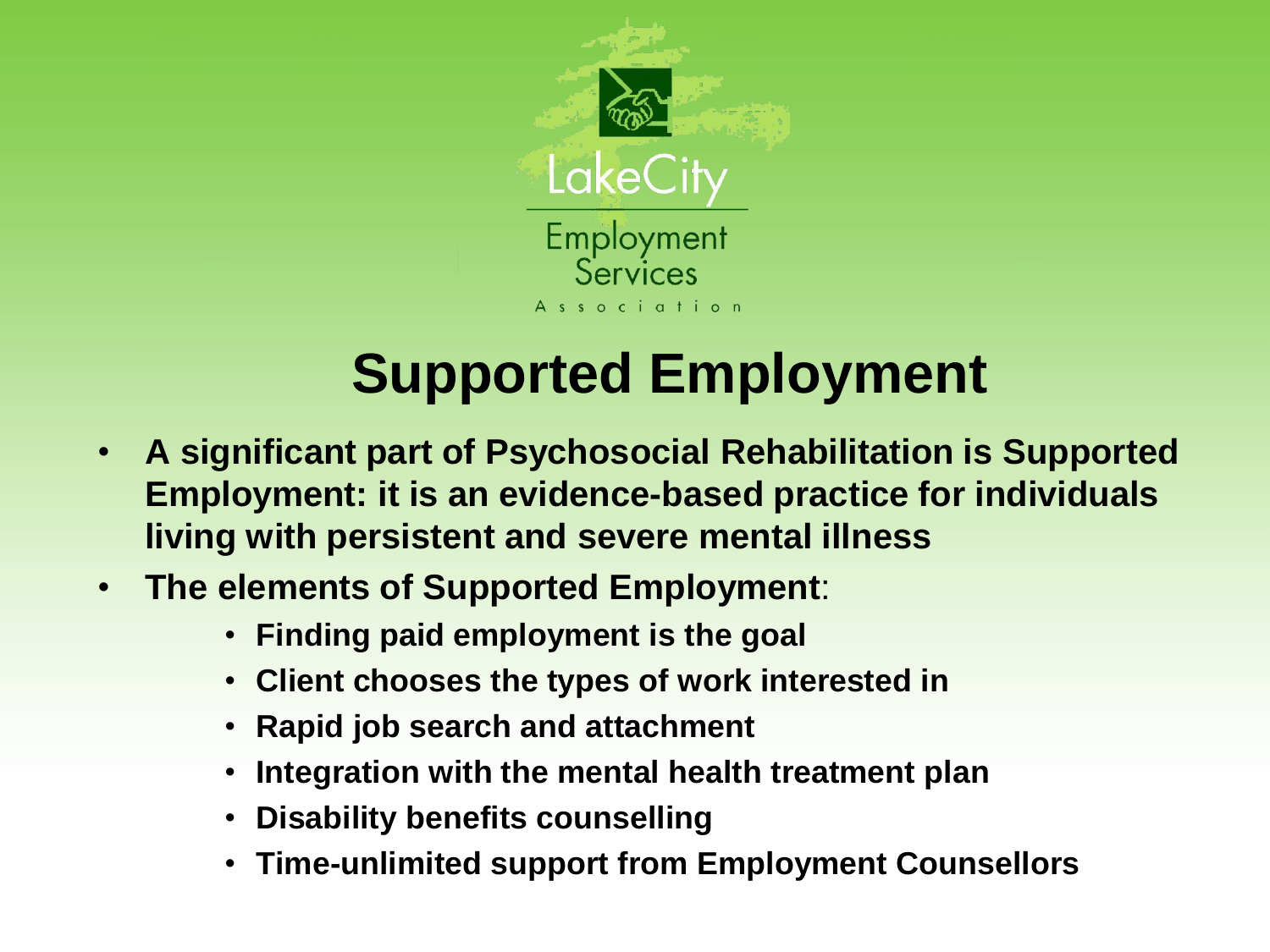LakeCity Employment Services Association

# Supported Employment

- **A significant part of Psychosocial Rehabilitation is Supported Employment: it is an evidence-based practice for individuals living with persistent and severe mental illness**
- **The elements of Supported Employment**:
  - **Finding paid employment is the goal**
  - **Client chooses the types of work interested in**
  - **Rapid job search and attachment**
  - **Integration with the mental health treatment plan**
  - **Disability benefits counselling**
  - **Time-unlimited support from Employment Counsellors**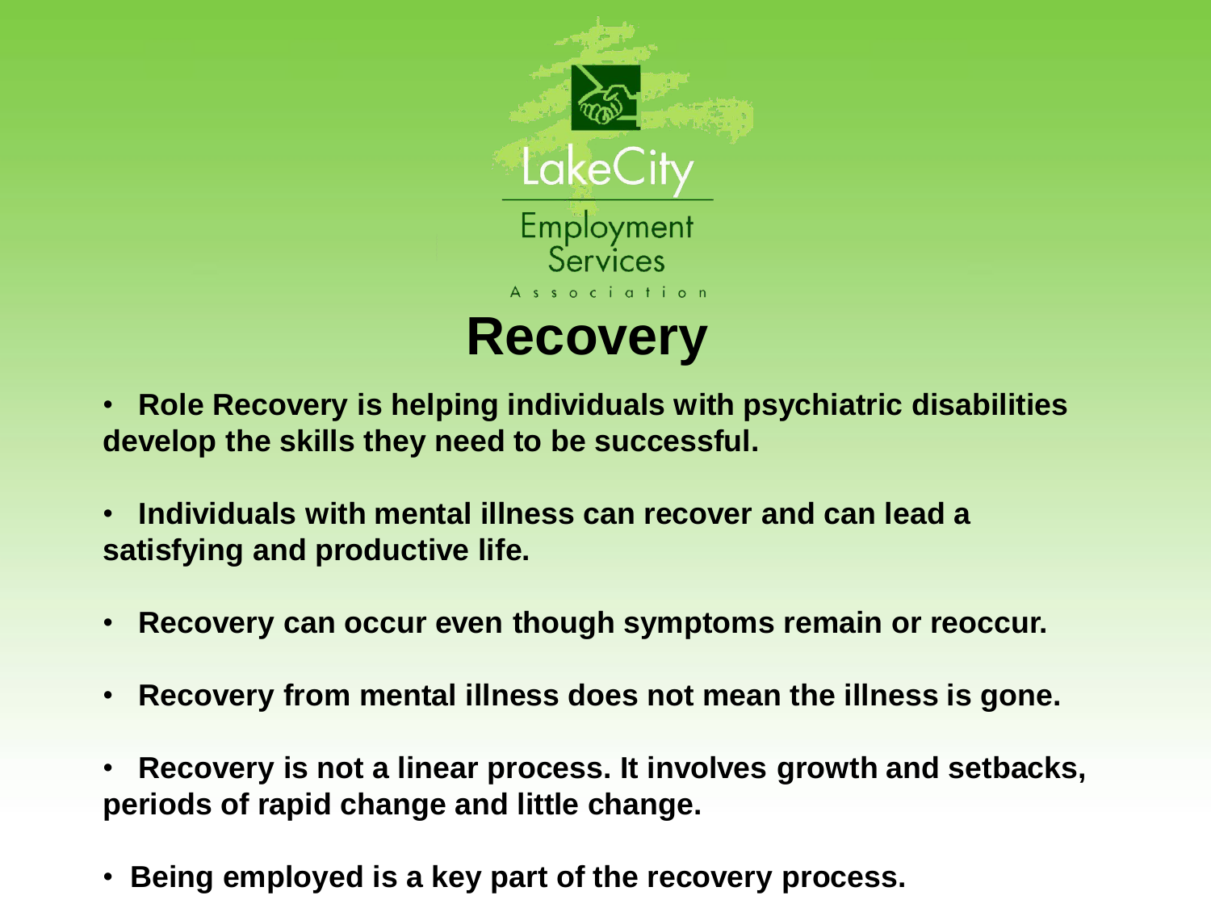LakeCity Employment Services Association

# Recovery

- **Role Recovery is helping individuals with psychiatric disabilities develop the skills they need to be successful.**
- **Individuals with mental illness can recover and can lead a satisfying and productive life.**
- **Recovery can occur even though symptoms remain or reoccur.**
- **Recovery from mental illness does not mean the illness is gone.**
- **Recovery is not a linear process. It involves growth and setbacks, periods of rapid change and little change.**
- **Being employed is a key part of the recovery process.**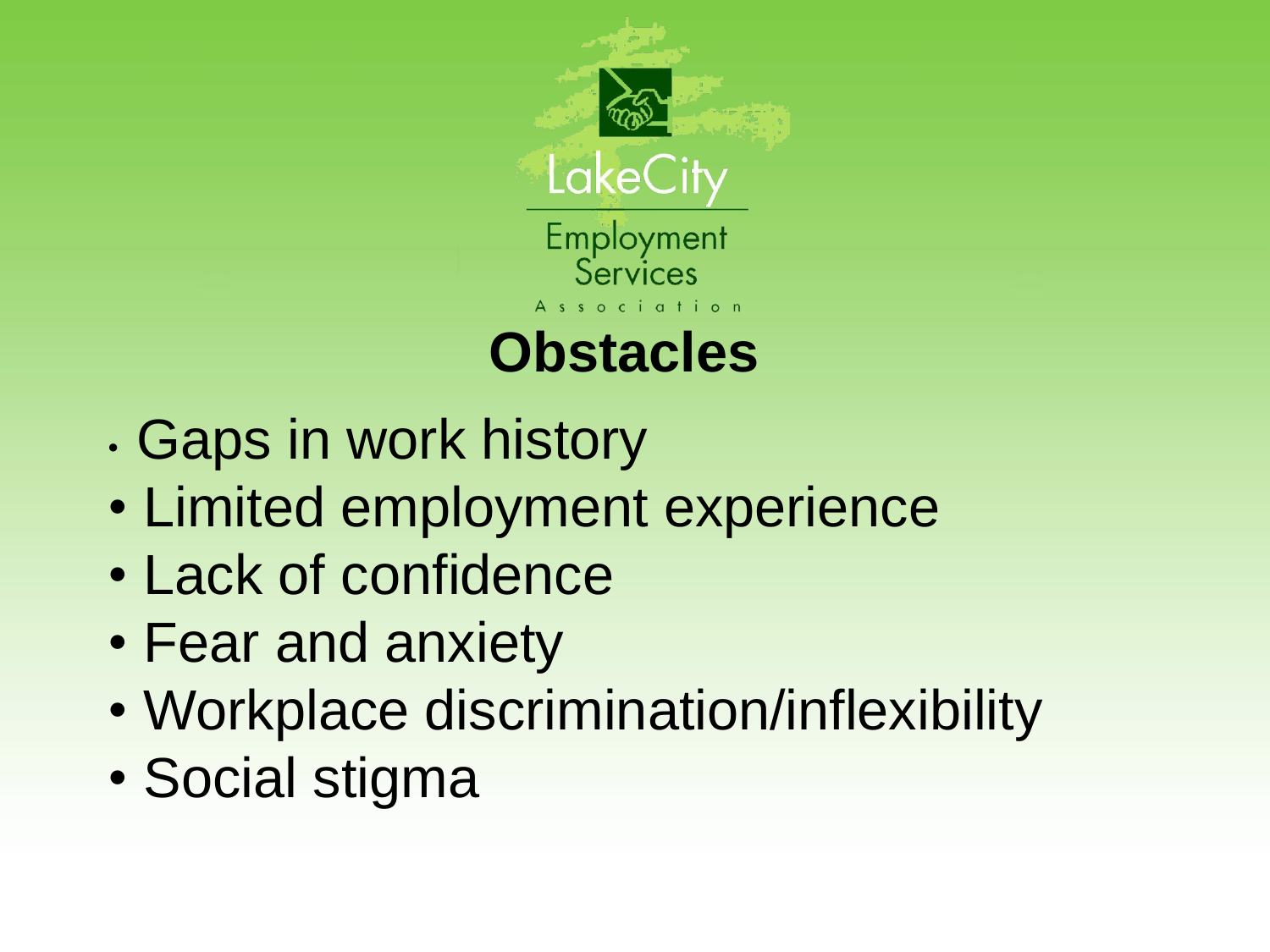LakeCity Employment Services Association

# Obstacles

- Gaps in work history
- Limited employment experience
- Lack of confidence
- Fear and anxiety
- Workplace discrimination/inflexibility
- Social stigma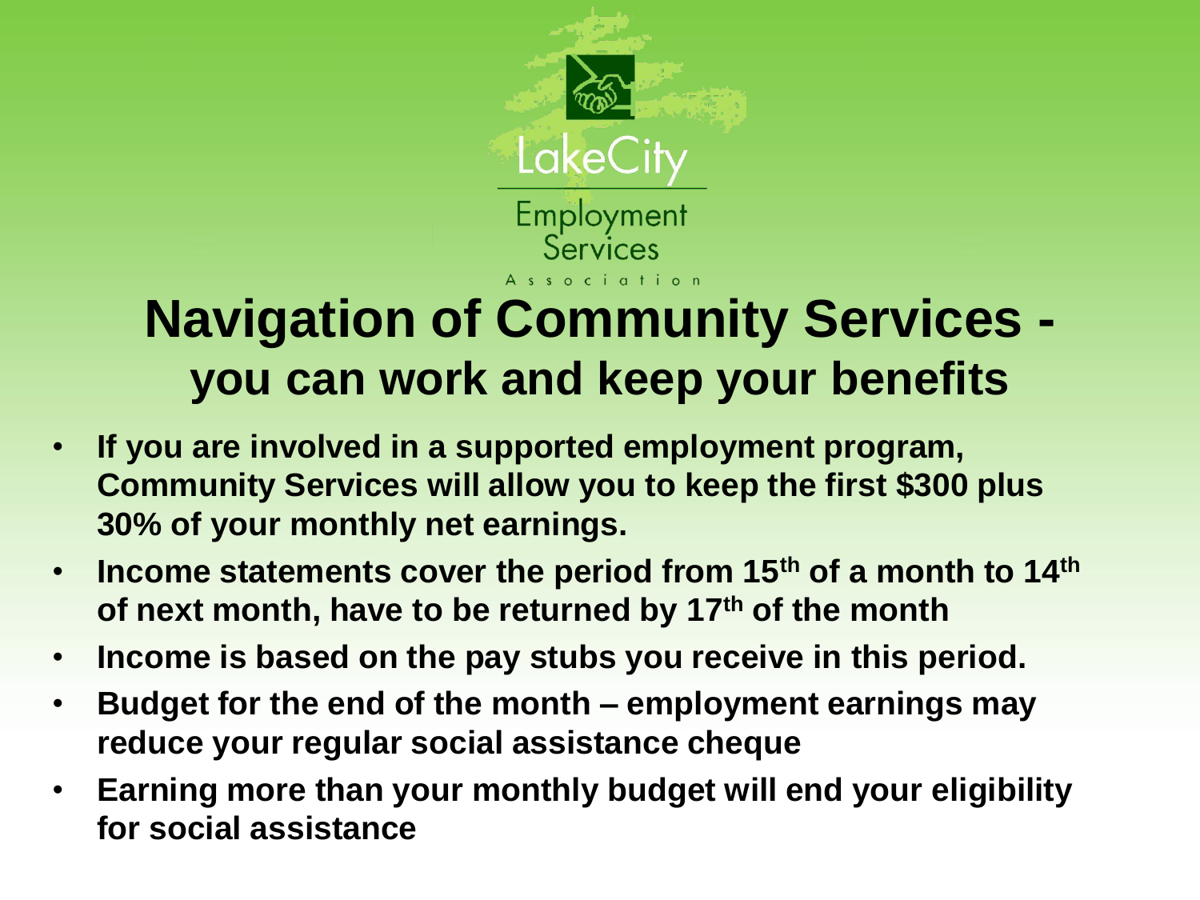LakeCity Employment Services Association

# Navigation of Community Services - you can work and keep your benefits

- **If you are involved in a supported employment program, Community Services will allow you to keep the first $300 plus 30% of your monthly net earnings.**
- **Income statements cover the period from 15th of a month to 14th of next month, have to be returned by 17th of the month**
- **Income is based on the pay stubs you receive in this period.**
- **Budget for the end of the month – employment earnings may reduce your regular social assistance cheque**
- **Earning more than your monthly budget will end your eligibility for social assistance**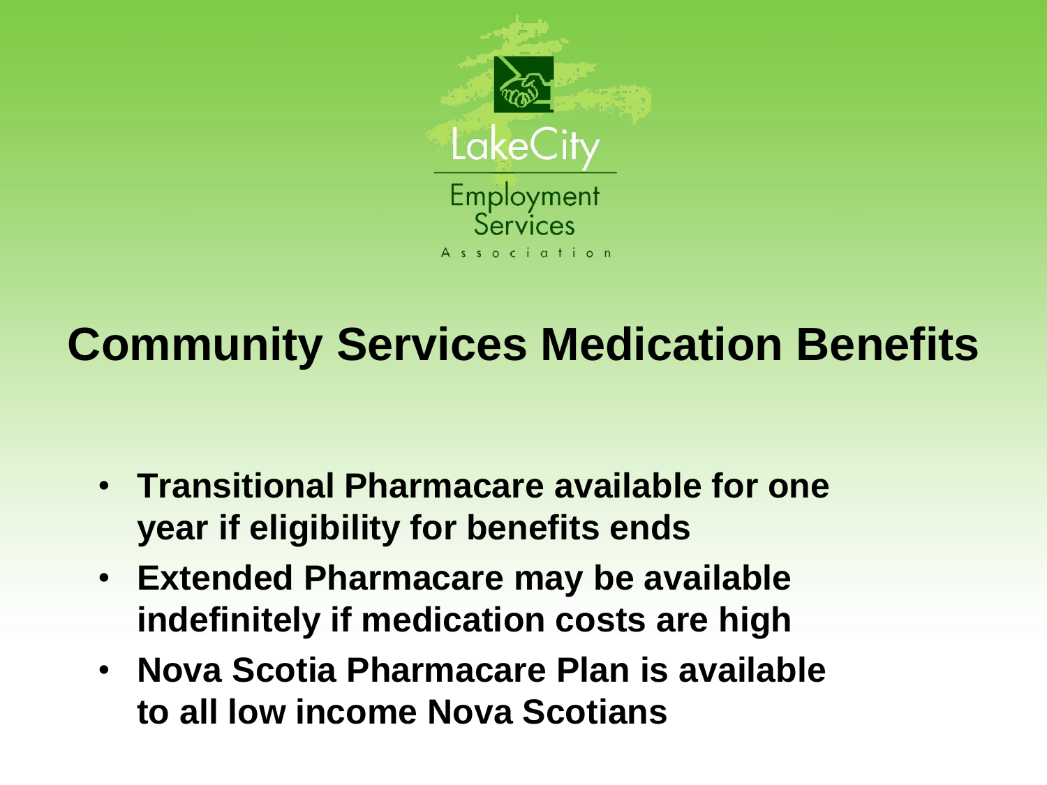LakeCity Employment Services Association

# Community Services Medication Benefits

- **Transitional Pharmacare available for one year if eligibility for benefits ends**
- **Extended Pharmacare may be available indefinitely if medication costs are high**
- **Nova Scotia Pharmacare Plan is available to all low income Nova Scotians**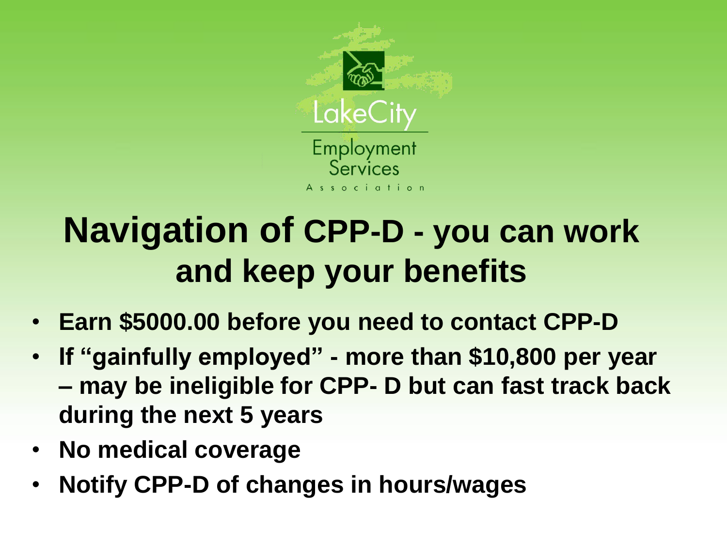LakeCity Employment Services Association

# Navigation of CPP-D - you can work and keep your benefits

- **Earn $5000.00 before you need to contact CPP-D**
- **If "gainfully employed" - more than $10,800 per year – may be ineligible for CPP- D but can fast track back during the next 5 years**
- **No medical coverage**
- **Notify CPP-D of changes in hours/wages**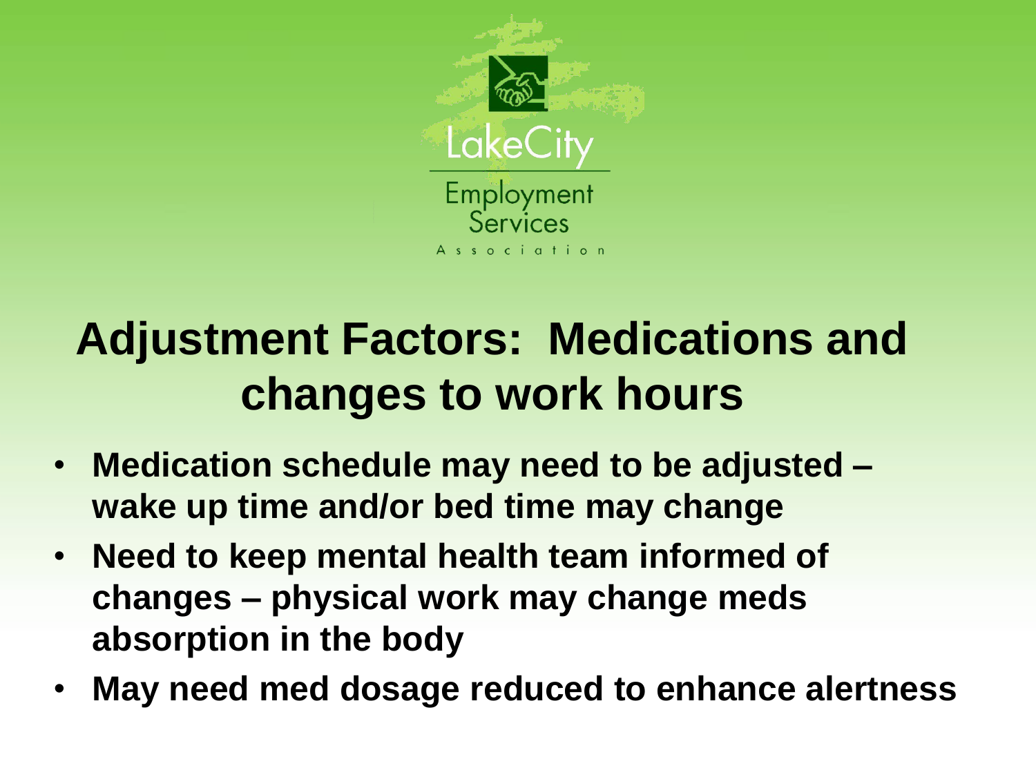LakeCity Employment Services Association

# Adjustment Factors: Medications and changes to work hours

- **Medication schedule may need to be adjusted – wake up time and/or bed time may change**
- **Need to keep mental health team informed of changes – physical work may change meds absorption in the body**
- **May need med dosage reduced to enhance alertness**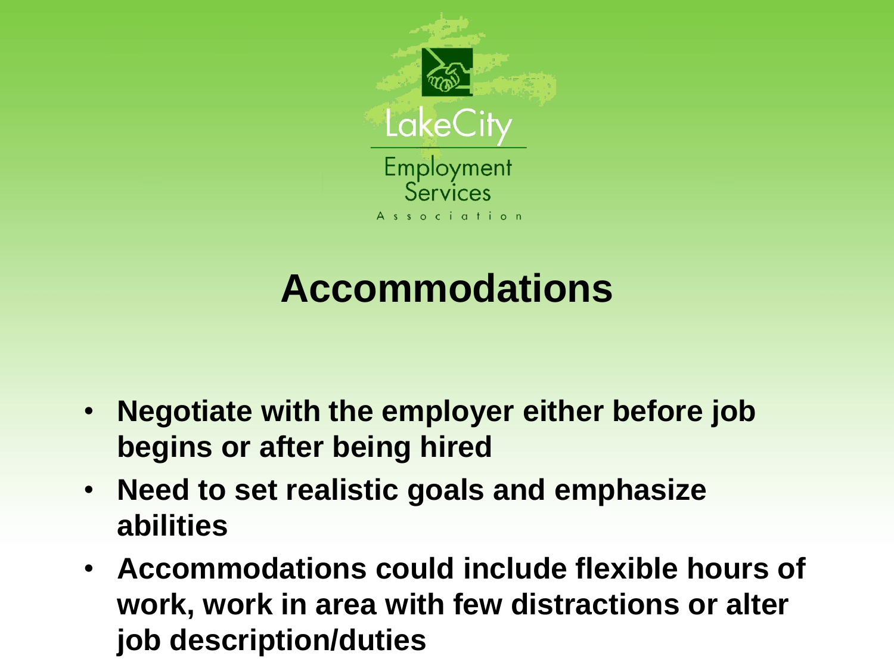LakeCity Employment Services Association

# Accommodations

- **Negotiate with the employer either before job begins or after being hired**
- **Need to set realistic goals and emphasize abilities**
- **Accommodations could include flexible hours of work, work in area with few distractions or alter job description/duties**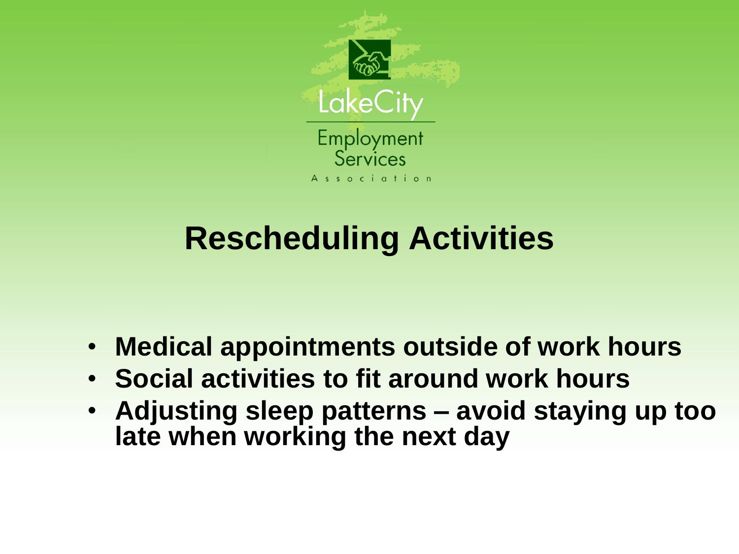LakeCity Employment Services Association

# Rescheduling Activities

- **Medical appointments outside of work hours**
- **Social activities to fit around work hours**
- **Adjusting sleep patterns – avoid staying up too late when working the next day**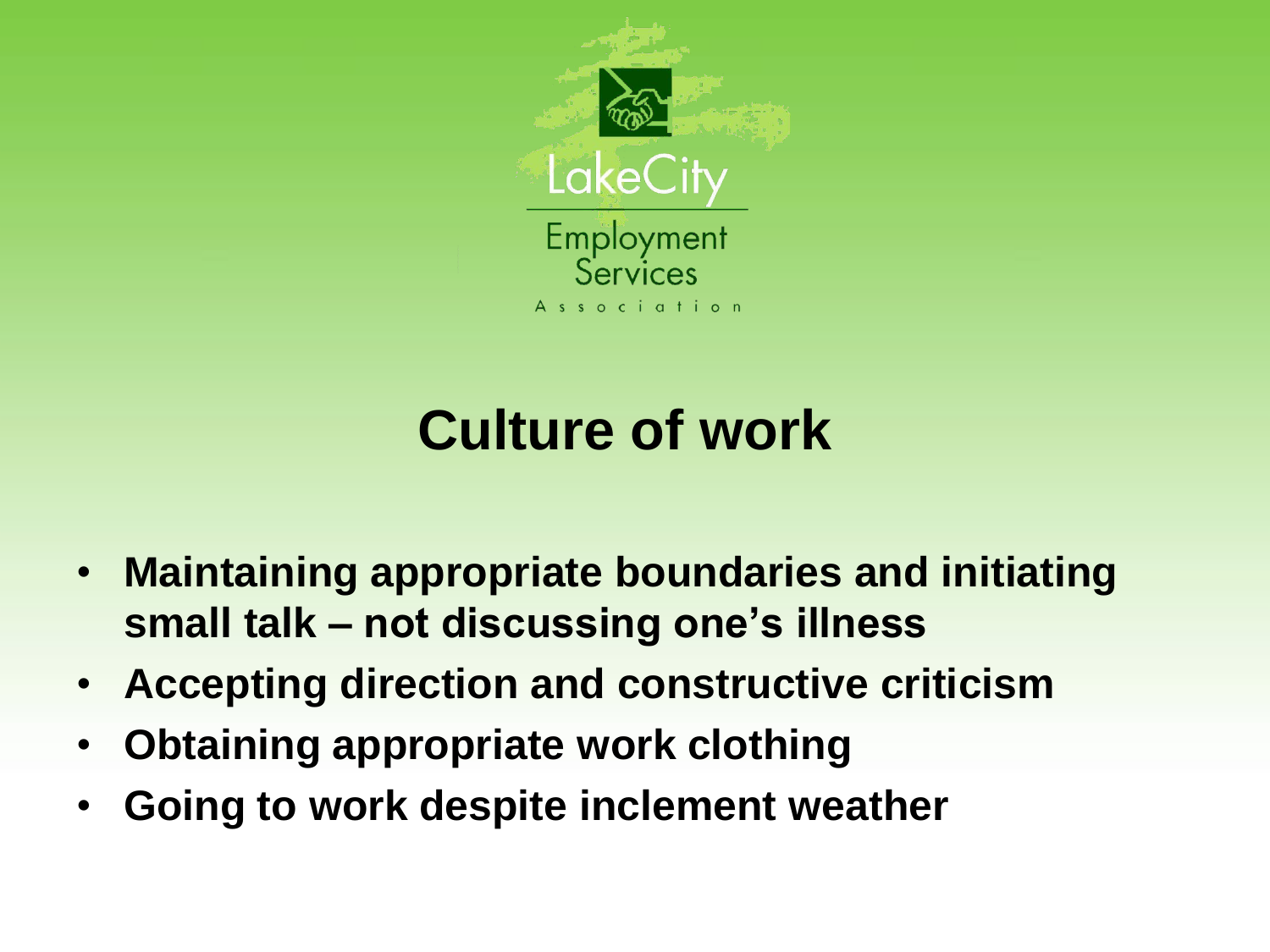LakeCity

Employment Services

Association

# Culture of work

- **Maintaining appropriate boundaries and initiating small talk – not discussing one's illness**
- **Accepting direction and constructive criticism**
- **Obtaining appropriate work clothing**
- **Going to work despite inclement weather**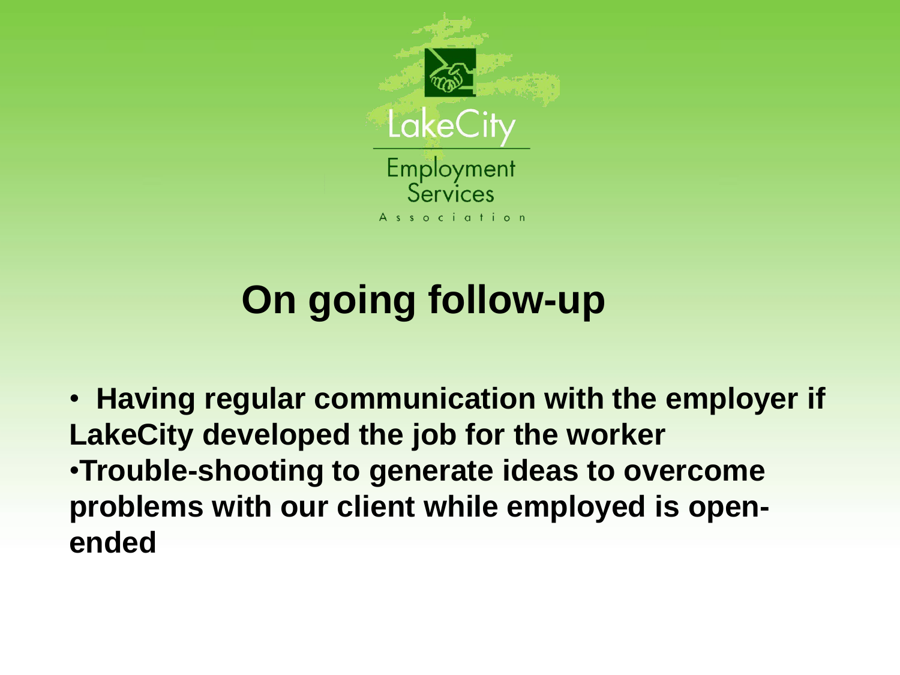LakeCity Employment Services Association

# On going follow-up

- **Having regular communication with the employer if LakeCity developed the job for the worker**
- **Trouble-shooting to generate ideas to overcome problems with our client while employed is open-ended**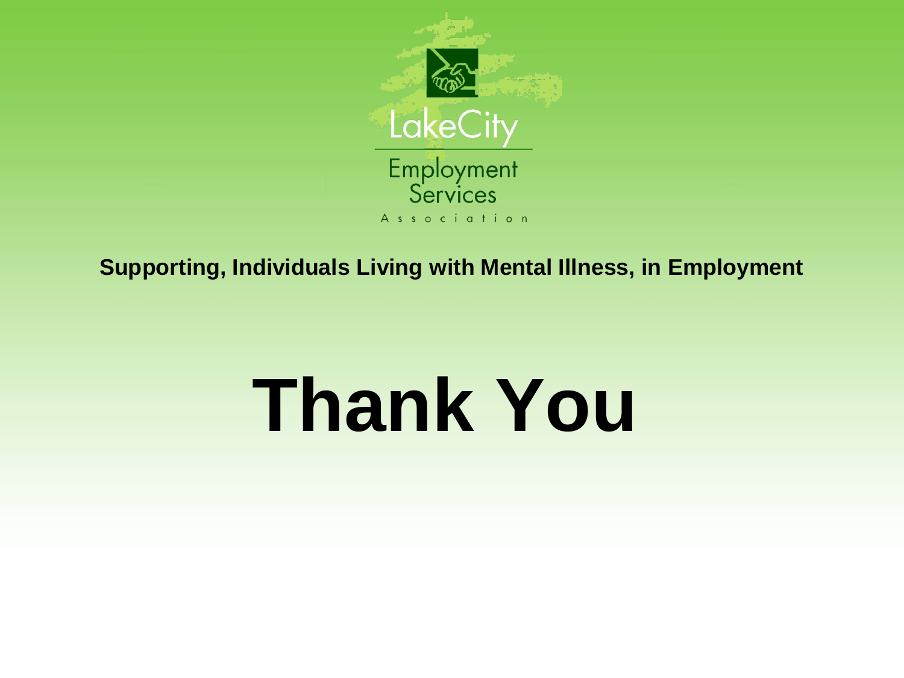LakeCity

Employment Services

Association

**Supporting, Individuals Living with Mental Illness, in Employment**

# Thank You